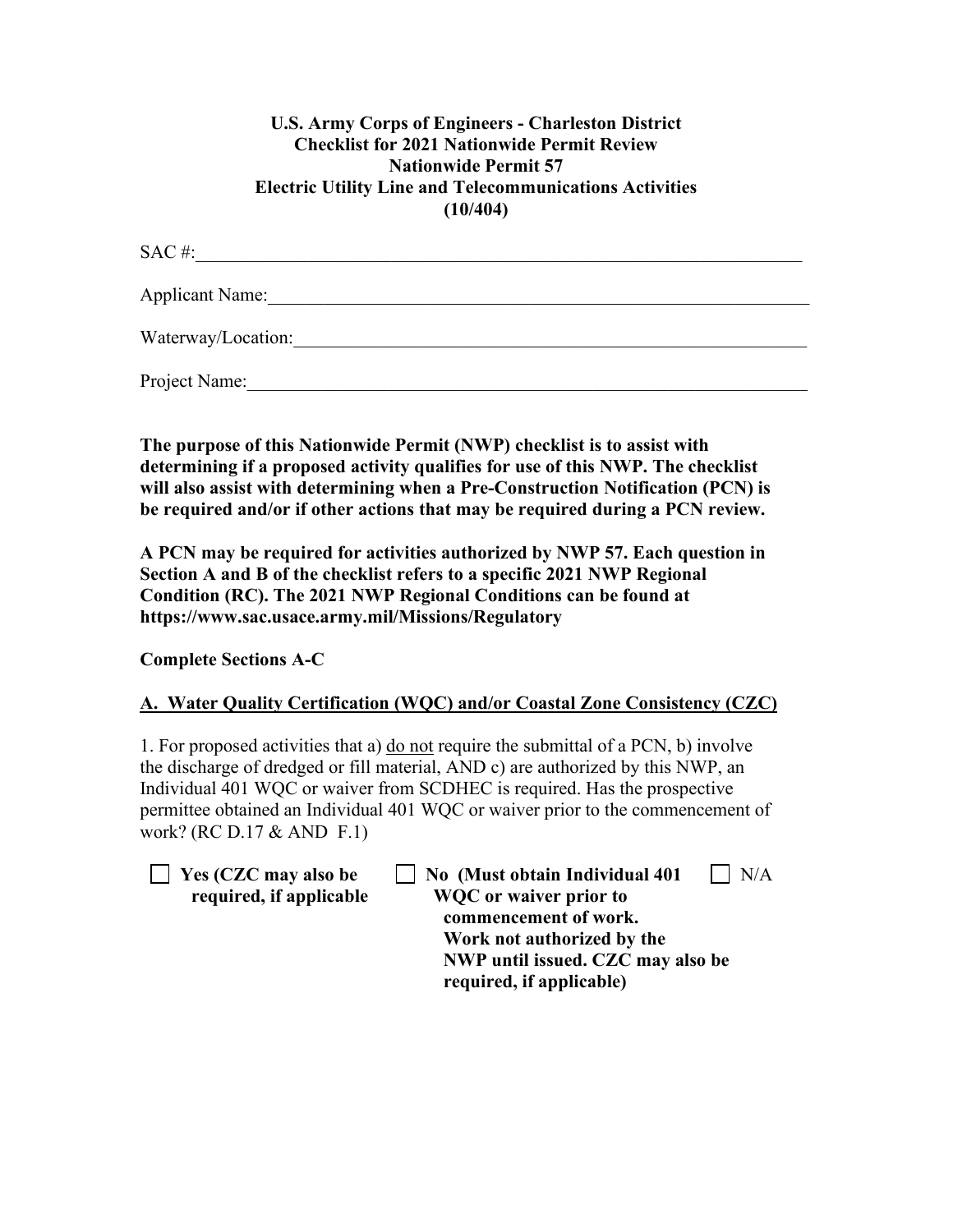**U.S. Army Corps of Engineers - Charleston District**
**Checklist for 2021 Nationwide Permit Review**
**Nationwide Permit 57**
**Electric Utility Line and Telecommunications Activities**
**(10/404)**

SAC #:\_\_\_\_\_\_\_\_\_\_\_\_\_\_\_\_\_\_\_\_\_\_\_\_\_\_\_\_\_\_\_\_\_\_\_\_\_\_\_\_\_\_\_\_\_\_\_\_\_\_\_\_\_\_\_\_\_\_\_\_

Applicant Name:\_\_\_\_\_\_\_\_\_\_\_\_\_\_\_\_\_\_\_\_\_\_\_\_\_\_\_\_\_\_\_\_\_\_\_\_\_\_\_\_\_\_\_\_\_\_\_\_\_\_\_\_

Waterway/Location:\_\_\_\_\_\_\_\_\_\_\_\_\_\_\_\_\_\_\_\_\_\_\_\_\_\_\_\_\_\_\_\_\_\_\_\_\_\_\_\_\_\_\_\_\_\_\_\_\_\_

Project Name:\_\_\_\_\_\_\_\_\_\_\_\_\_\_\_\_\_\_\_\_\_\_\_\_\_\_\_\_\_\_\_\_\_\_\_\_\_\_\_\_\_\_\_\_\_\_\_\_\_\_\_\_\_\_

**The purpose of this Nationwide Permit (NWP) checklist is to assist with determining if a proposed activity qualifies for use of this NWP. The checklist will also assist with determining when a Pre-Construction Notification (PCN) is be required and/or if other actions that may be required during a PCN review.**

**A PCN may be required for activities authorized by NWP 57. Each question in Section A and B of the checklist refers to a specific 2021 NWP Regional Condition (RC). The 2021 NWP Regional Conditions can be found at https://www.sac.usace.army.mil/Missions/Regulatory**

**Complete Sections A-C**

## A. Water Quality Certification (WQC) and/or Coastal Zone Consistency (CZC)

1. For proposed activities that a) do not require the submittal of a PCN, b) involve the discharge of dredged or fill material, AND c) are authorized by this NWP, an Individual 401 WQC or waiver from SCDHEC is required. Has the prospective permittee obtained an Individual 401 WQC or waiver prior to the commencement of work? (RC D.17 & AND F.1)

☐ **Yes (CZC may also be required, if applicable**

☐ **No (Must obtain Individual 401 WQC or waiver prior to commencement of work. Work not authorized by the NWP until issued. CZC may also be required, if applicable)**

☐ N/A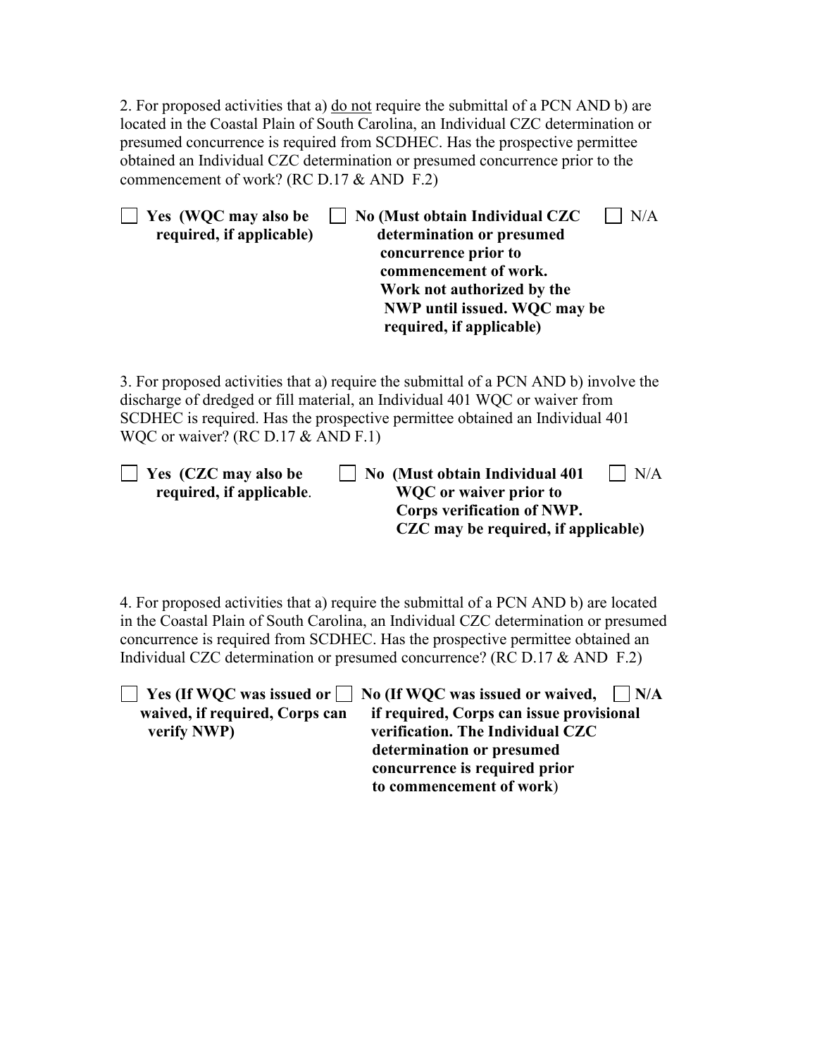2. For proposed activities that a) do not require the submittal of a PCN AND b) are located in the Coastal Plain of South Carolina, an Individual CZC determination or presumed concurrence is required from SCDHEC. Has the prospective permittee obtained an Individual CZC determination or presumed concurrence prior to the commencement of work? (RC D.17 & AND F.2)

☐ **Yes (WQC may also be required, if applicable)**

☐ **No (Must obtain Individual CZC determination or presumed concurrence prior to commencement of work. Work not authorized by the NWP until issued. WQC may be required, if applicable)**

☐ N/A

3. For proposed activities that a) require the submittal of a PCN AND b) involve the discharge of dredged or fill material, an Individual 401 WQC or waiver from SCDHEC is required. Has the prospective permittee obtained an Individual 401 WQC or waiver? (RC D.17 & AND F.1)

☐ **Yes (CZC may also be required, if applicable.**

☐ **No (Must obtain Individual 401 WQC or waiver prior to Corps verification of NWP. CZC may be required, if applicable)**

☐ N/A

4. For proposed activities that a) require the submittal of a PCN AND b) are located in the Coastal Plain of South Carolina, an Individual CZC determination or presumed concurrence is required from SCDHEC. Has the prospective permittee obtained an Individual CZC determination or presumed concurrence? (RC D.17 & AND F.2)

☐ **Yes (If WQC was issued or waived, if required, Corps can verify NWP)**

☐ **No (If WQC was issued or waived, if required, Corps can issue provisional verification. The Individual CZC determination or presumed concurrence is required prior to commencement of work)**

☐ **N/A**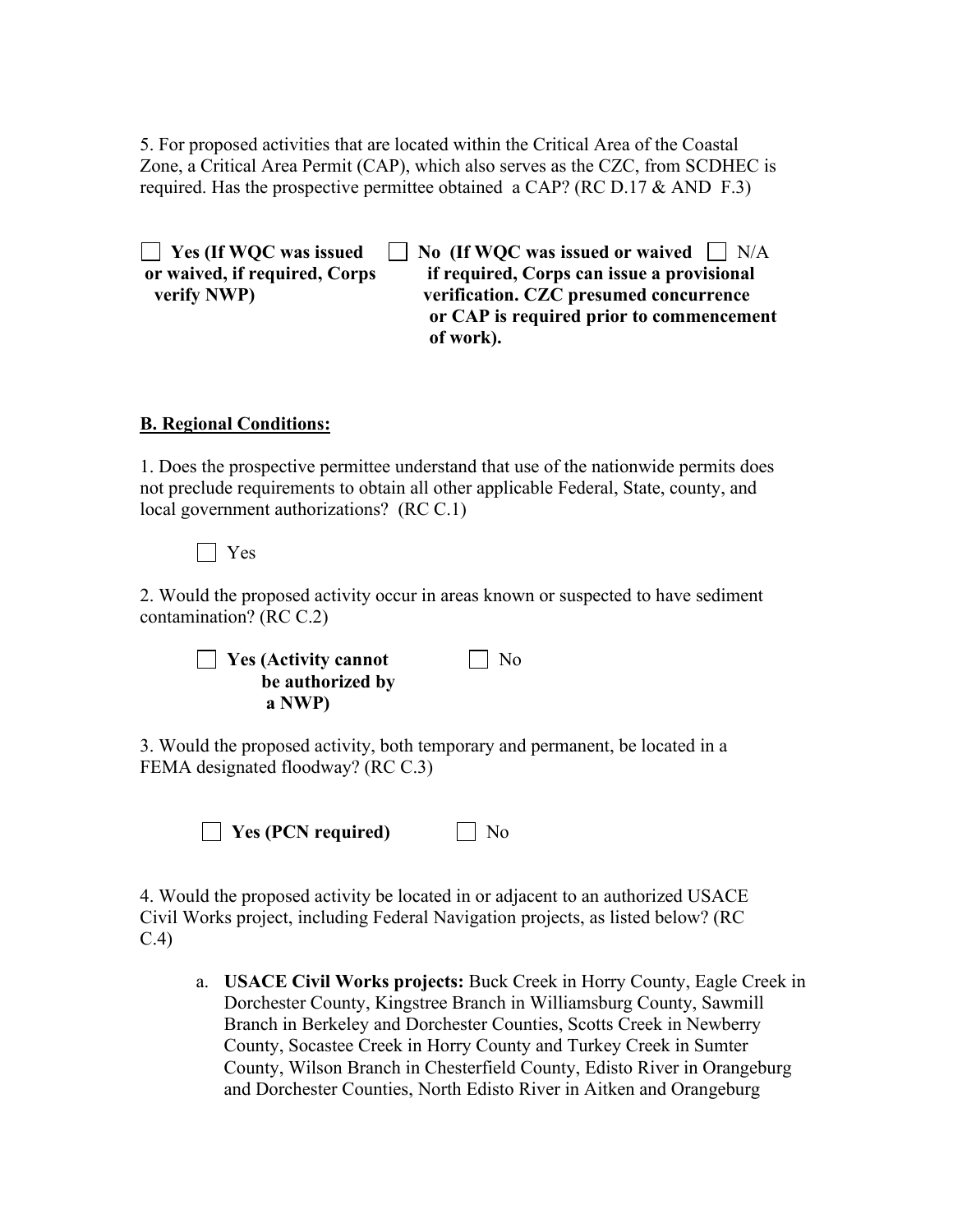5. For proposed activities that are located within the Critical Area of the Coastal Zone, a Critical Area Permit (CAP), which also serves as the CZC, from SCDHEC is required. Has the prospective permittee obtained a CAP? (RC D.17 & AND F.3)

☐ **Yes (If WQC was issued or waived, if required, Corps verify NWP)** ☐ **No (If WQC was issued or waived if required, Corps can issue a provisional verification. CZC presumed concurrence or CAP is required prior to commencement of work).** ☐ N/A

**B. Regional Conditions:**

1. Does the prospective permittee understand that use of the nationwide permits does not preclude requirements to obtain all other applicable Federal, State, county, and local government authorizations? (RC C.1)

☐ Yes

2. Would the proposed activity occur in areas known or suspected to have sediment contamination? (RC C.2)

☐ **Yes (Activity cannot be authorized by a NWP)** ☐ No

3. Would the proposed activity, both temporary and permanent, be located in a FEMA designated floodway? (RC C.3)

☐ **Yes (PCN required)** ☐ No

4. Would the proposed activity be located in or adjacent to an authorized USACE Civil Works project, including Federal Navigation projects, as listed below? (RC C.4)

a. **USACE Civil Works projects:** Buck Creek in Horry County, Eagle Creek in Dorchester County, Kingstree Branch in Williamsburg County, Sawmill Branch in Berkeley and Dorchester Counties, Scotts Creek in Newberry County, Socastee Creek in Horry County and Turkey Creek in Sumter County, Wilson Branch in Chesterfield County, Edisto River in Orangeburg and Dorchester Counties, North Edisto River in Aitken and Orangeburg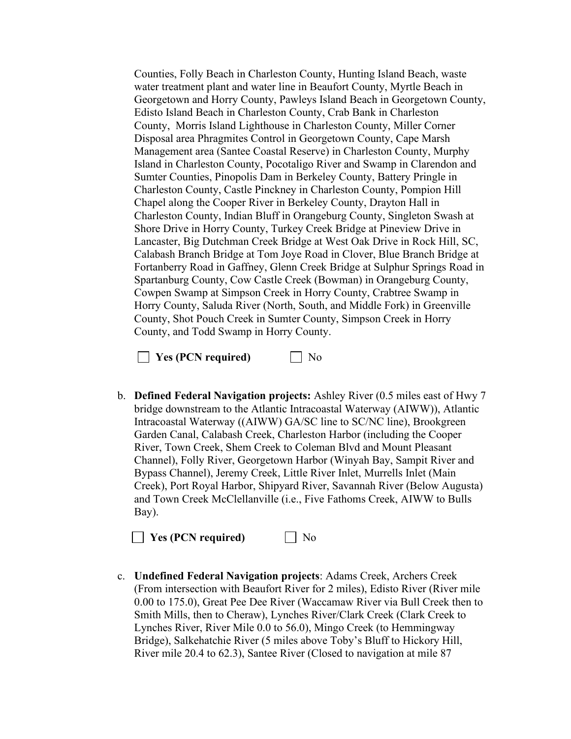Counties, Folly Beach in Charleston County, Hunting Island Beach, waste water treatment plant and water line in Beaufort County, Myrtle Beach in Georgetown and Horry County, Pawleys Island Beach in Georgetown County, Edisto Island Beach in Charleston County, Crab Bank in Charleston County, Morris Island Lighthouse in Charleston County, Miller Corner Disposal area Phragmites Control in Georgetown County, Cape Marsh Management area (Santee Coastal Reserve) in Charleston County, Murphy Island in Charleston County, Pocotaligo River and Swamp in Clarendon and Sumter Counties, Pinopolis Dam in Berkeley County, Battery Pringle in Charleston County, Castle Pinckney in Charleston County, Pompion Hill Chapel along the Cooper River in Berkeley County, Drayton Hall in Charleston County, Indian Bluff in Orangeburg County, Singleton Swash at Shore Drive in Horry County, Turkey Creek Bridge at Pineview Drive in Lancaster, Big Dutchman Creek Bridge at West Oak Drive in Rock Hill, SC, Calabash Branch Bridge at Tom Joye Road in Clover, Blue Branch Bridge at Fortanberry Road in Gaffney, Glenn Creek Bridge at Sulphur Springs Road in Spartanburg County, Cow Castle Creek (Bowman) in Orangeburg County, Cowpen Swamp at Simpson Creek in Horry County, Crabtree Swamp in Horry County, Saluda River (North, South, and Middle Fork) in Greenville County, Shot Pouch Creek in Sumter County, Simpson Creek in Horry County, and Todd Swamp in Horry County.

☐ **Yes (PCN required)** ☐ No

b. **Defined Federal Navigation projects:** Ashley River (0.5 miles east of Hwy 7 bridge downstream to the Atlantic Intracoastal Waterway (AIWW)), Atlantic Intracoastal Waterway ((AIWW) GA/SC line to SC/NC line), Brookgreen Garden Canal, Calabash Creek, Charleston Harbor (including the Cooper River, Town Creek, Shem Creek to Coleman Blvd and Mount Pleasant Channel), Folly River, Georgetown Harbor (Winyah Bay, Sampit River and Bypass Channel), Jeremy Creek, Little River Inlet, Murrells Inlet (Main Creek), Port Royal Harbor, Shipyard River, Savannah River (Below Augusta) and Town Creek McClellanville (i.e., Five Fathoms Creek, AIWW to Bulls Bay).

☐ **Yes (PCN required)** ☐ No

c. **Undefined Federal Navigation projects**: Adams Creek, Archers Creek (From intersection with Beaufort River for 2 miles), Edisto River (River mile 0.00 to 175.0), Great Pee Dee River (Waccamaw River via Bull Creek then to Smith Mills, then to Cheraw), Lynches River/Clark Creek (Clark Creek to Lynches River, River Mile 0.0 to 56.0), Mingo Creek (to Hemmingway Bridge), Salkehatchie River (5 miles above Toby's Bluff to Hickory Hill, River mile 20.4 to 62.3), Santee River (Closed to navigation at mile 87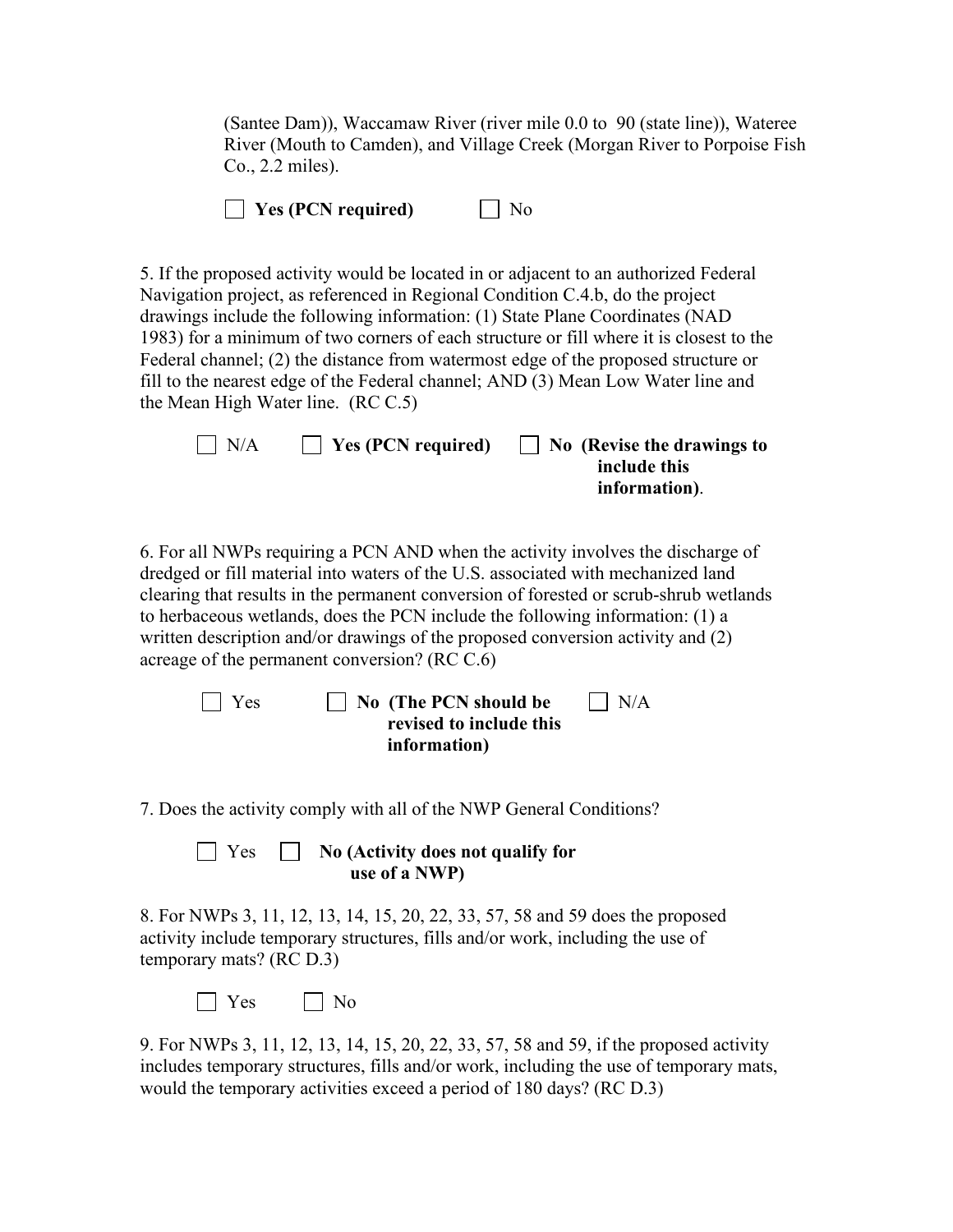(Santee Dam)), Waccamaw River (river mile 0.0 to 90 (state line)), Wateree River (Mouth to Camden), and Village Creek (Morgan River to Porpoise Fish Co., 2.2 miles).

☐ **Yes (PCN required)** ☐ No

5. If the proposed activity would be located in or adjacent to an authorized Federal Navigation project, as referenced in Regional Condition C.4.b, do the project drawings include the following information: (1) State Plane Coordinates (NAD 1983) for a minimum of two corners of each structure or fill where it is closest to the Federal channel; (2) the distance from watermost edge of the proposed structure or fill to the nearest edge of the Federal channel; AND (3) Mean Low Water line and the Mean High Water line. (RC C.5)

☐ N/A ☐ **Yes (PCN required)** ☐ **No (Revise the drawings to include this information)**.

6. For all NWPs requiring a PCN AND when the activity involves the discharge of dredged or fill material into waters of the U.S. associated with mechanized land clearing that results in the permanent conversion of forested or scrub-shrub wetlands to herbaceous wetlands, does the PCN include the following information: (1) a written description and/or drawings of the proposed conversion activity and (2) acreage of the permanent conversion? (RC C.6)

☐ Yes ☐ **No (The PCN should be revised to include this information)** ☐ N/A

7. Does the activity comply with all of the NWP General Conditions?

☐ Yes ☐ **No (Activity does not qualify for use of a NWP)**

8. For NWPs 3, 11, 12, 13, 14, 15, 20, 22, 33, 57, 58 and 59 does the proposed activity include temporary structures, fills and/or work, including the use of temporary mats? (RC D.3)

☐ Yes ☐ No

9. For NWPs 3, 11, 12, 13, 14, 15, 20, 22, 33, 57, 58 and 59, if the proposed activity includes temporary structures, fills and/or work, including the use of temporary mats, would the temporary activities exceed a period of 180 days? (RC D.3)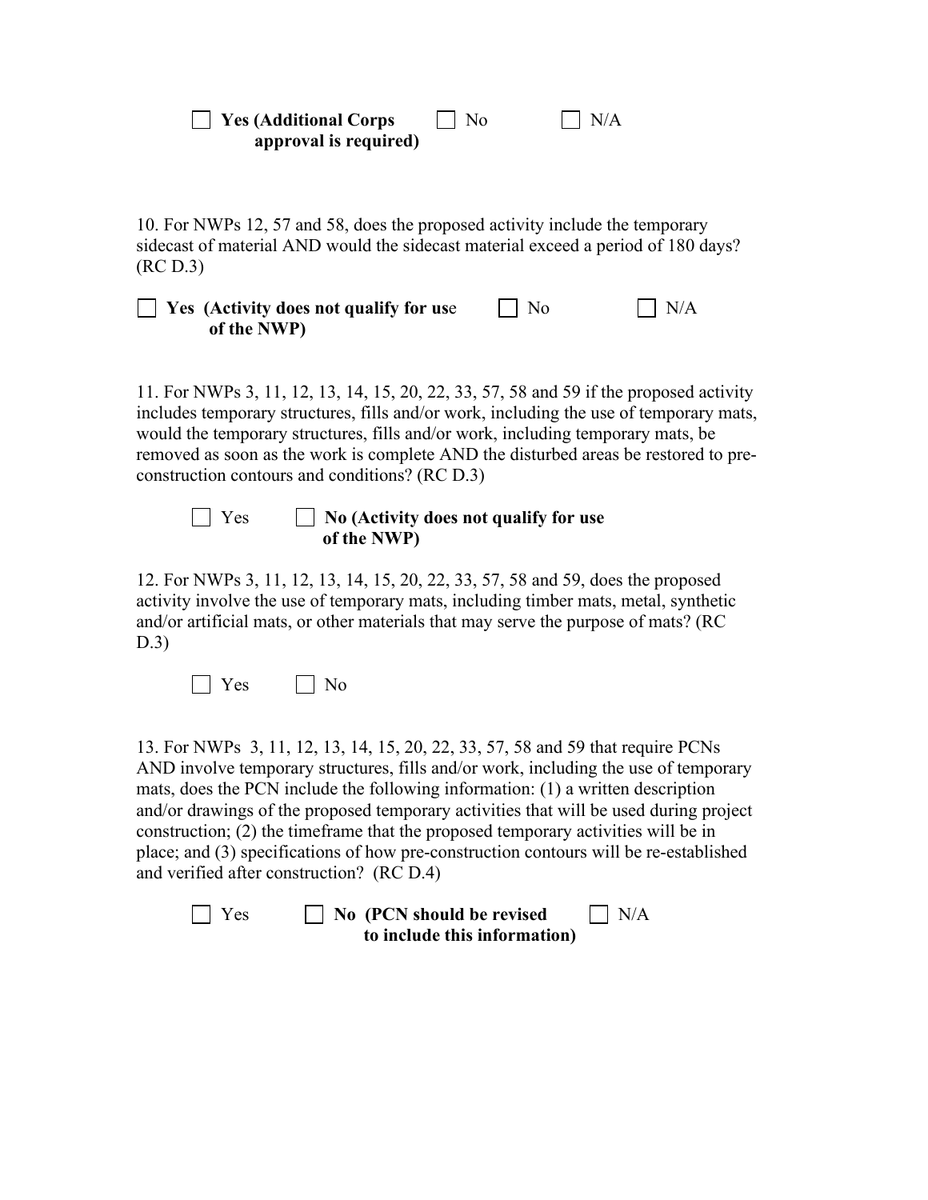☐ **Yes (Additional Corps approval is required)** ☐ No ☐ N/A

10. For NWPs 12, 57 and 58, does the proposed activity include the temporary sidecast of material AND would the sidecast material exceed a period of 180 days? (RC D.3)

☐ **Yes (Activity does not qualify for use of the NWP)** ☐ No ☐ N/A

11. For NWPs 3, 11, 12, 13, 14, 15, 20, 22, 33, 57, 58 and 59 if the proposed activity includes temporary structures, fills and/or work, including the use of temporary mats, would the temporary structures, fills and/or work, including temporary mats, be removed as soon as the work is complete AND the disturbed areas be restored to pre-construction contours and conditions? (RC D.3)

☐ Yes ☐ **No (Activity does not qualify for use of the NWP)**

12. For NWPs 3, 11, 12, 13, 14, 15, 20, 22, 33, 57, 58 and 59, does the proposed activity involve the use of temporary mats, including timber mats, metal, synthetic and/or artificial mats, or other materials that may serve the purpose of mats? (RC D.3)

☐ Yes ☐ No

13. For NWPs 3, 11, 12, 13, 14, 15, 20, 22, 33, 57, 58 and 59 that require PCNs AND involve temporary structures, fills and/or work, including the use of temporary mats, does the PCN include the following information: (1) a written description and/or drawings of the proposed temporary activities that will be used during project construction; (2) the timeframe that the proposed temporary activities will be in place; and (3) specifications of how pre-construction contours will be re-established and verified after construction? (RC D.4)

☐ Yes ☐ **No (PCN should be revised to include this information)** ☐ N/A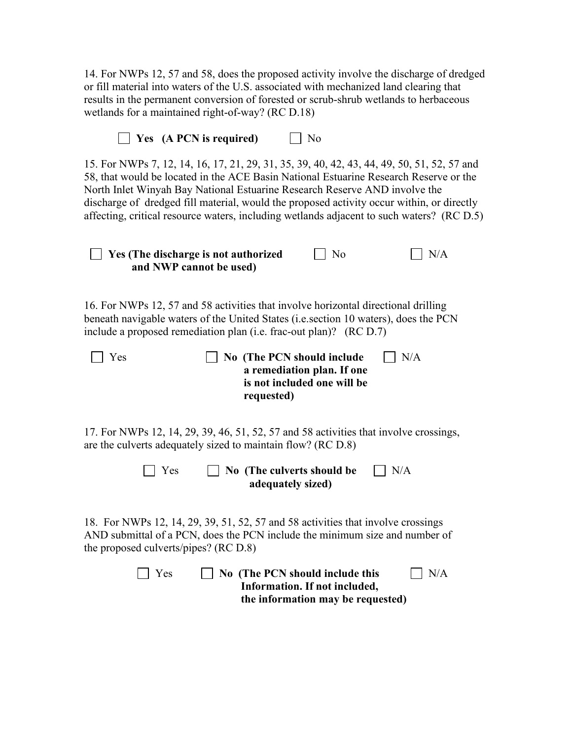14. For NWPs 12, 57 and 58, does the proposed activity involve the discharge of dredged or fill material into waters of the U.S. associated with mechanized land clearing that results in the permanent conversion of forested or scrub-shrub wetlands to herbaceous wetlands for a maintained right-of-way? (RC D.18)

☐ **Yes (A PCN is required)** ☐ No

15. For NWPs 7, 12, 14, 16, 17, 21, 29, 31, 35, 39, 40, 42, 43, 44, 49, 50, 51, 52, 57 and 58, that would be located in the ACE Basin National Estuarine Research Reserve or the North Inlet Winyah Bay National Estuarine Research Reserve AND involve the discharge of dredged fill material, would the proposed activity occur within, or directly affecting, critical resource waters, including wetlands adjacent to such waters? (RC D.5)

☐ **Yes (The discharge is not authorized and NWP cannot be used)** ☐ No ☐ N/A

16. For NWPs 12, 57 and 58 activities that involve horizontal directional drilling beneath navigable waters of the United States (i.e.section 10 waters), does the PCN include a proposed remediation plan (i.e. frac-out plan)? (RC D.7)

☐ Yes ☐ **No (The PCN should include a remediation plan. If one is not included one will be requested)** ☐ N/A

17. For NWPs 12, 14, 29, 39, 46, 51, 52, 57 and 58 activities that involve crossings, are the culverts adequately sized to maintain flow? (RC D.8)

☐ Yes ☐ **No (The culverts should be adequately sized)** ☐ N/A

18. For NWPs 12, 14, 29, 39, 51, 52, 57 and 58 activities that involve crossings AND submittal of a PCN, does the PCN include the minimum size and number of the proposed culverts/pipes? (RC D.8)

☐ Yes ☐ **No (The PCN should include this Information. If not included, the information may be requested)** ☐ N/A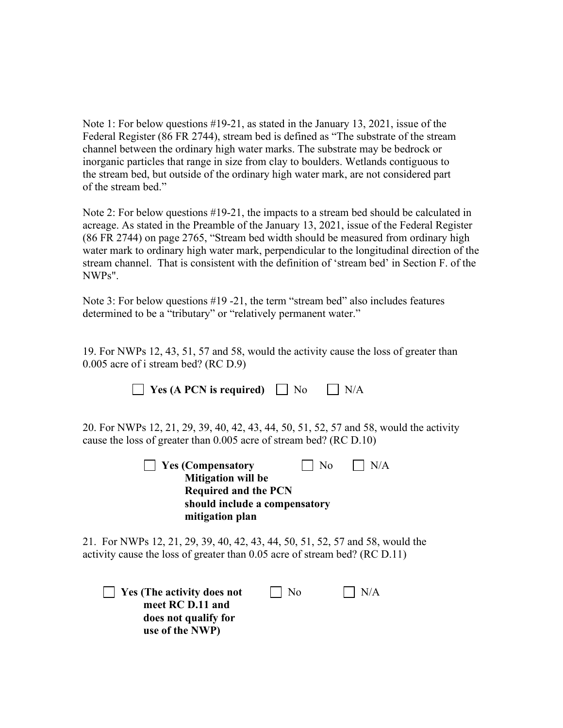Note 1: For below questions #19-21, as stated in the January 13, 2021, issue of the Federal Register (86 FR 2744), stream bed is defined as "The substrate of the stream channel between the ordinary high water marks. The substrate may be bedrock or inorganic particles that range in size from clay to boulders. Wetlands contiguous to the stream bed, but outside of the ordinary high water mark, are not considered part of the stream bed."

Note 2: For below questions #19-21, the impacts to a stream bed should be calculated in acreage. As stated in the Preamble of the January 13, 2021, issue of the Federal Register (86 FR 2744) on page 2765, "Stream bed width should be measured from ordinary high water mark to ordinary high water mark, perpendicular to the longitudinal direction of the stream channel. That is consistent with the definition of 'stream bed' in Section F. of the NWPs".

Note 3: For below questions #19 -21, the term "stream bed" also includes features determined to be a "tributary" or "relatively permanent water."

19. For NWPs 12, 43, 51, 57 and 58, would the activity cause the loss of greater than 0.005 acre of i stream bed? (RC D.9)

☐ **Yes (A PCN is required)** ☐ No ☐ N/A

20. For NWPs 12, 21, 29, 39, 40, 42, 43, 44, 50, 51, 52, 57 and 58, would the activity cause the loss of greater than 0.005 acre of stream bed? (RC D.10)

☐ **Yes (Compensatory Mitigation will be Required and the PCN should include a compensatory mitigation plan** ☐ No ☐ N/A

21. For NWPs 12, 21, 29, 39, 40, 42, 43, 44, 50, 51, 52, 57 and 58, would the activity cause the loss of greater than 0.05 acre of stream bed? (RC D.11)

☐ **Yes (The activity does not meet RC D.11 and does not qualify for use of the NWP)** ☐ No ☐ N/A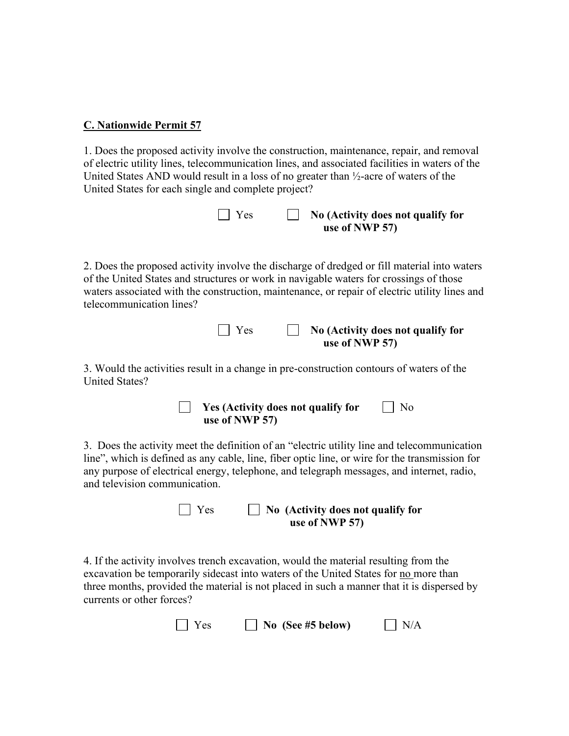**C. Nationwide Permit 57**

1. Does the proposed activity involve the construction, maintenance, repair, and removal of electric utility lines, telecommunication lines, and associated facilities in waters of the United States AND would result in a loss of no greater than ½-acre of waters of the United States for each single and complete project?

☐ Yes ☐ **No (Activity does not qualify for use of NWP 57)**

2. Does the proposed activity involve the discharge of dredged or fill material into waters of the United States and structures or work in navigable waters for crossings of those waters associated with the construction, maintenance, or repair of electric utility lines and telecommunication lines?

☐ Yes ☐ **No (Activity does not qualify for use of NWP 57)**

3. Would the activities result in a change in pre-construction contours of waters of the United States?

☐ **Yes (Activity does not qualify for use of NWP 57)** ☐ No

3. Does the activity meet the definition of an "electric utility line and telecommunication line", which is defined as any cable, line, fiber optic line, or wire for the transmission for any purpose of electrical energy, telephone, and telegraph messages, and internet, radio, and television communication.

☐ Yes ☐ **No (Activity does not qualify for use of NWP 57)**

4. If the activity involves trench excavation, would the material resulting from the excavation be temporarily sidecast into waters of the United States for no more than three months, provided the material is not placed in such a manner that it is dispersed by currents or other forces?

☐ Yes ☐ **No (See #5 below)** ☐ N/A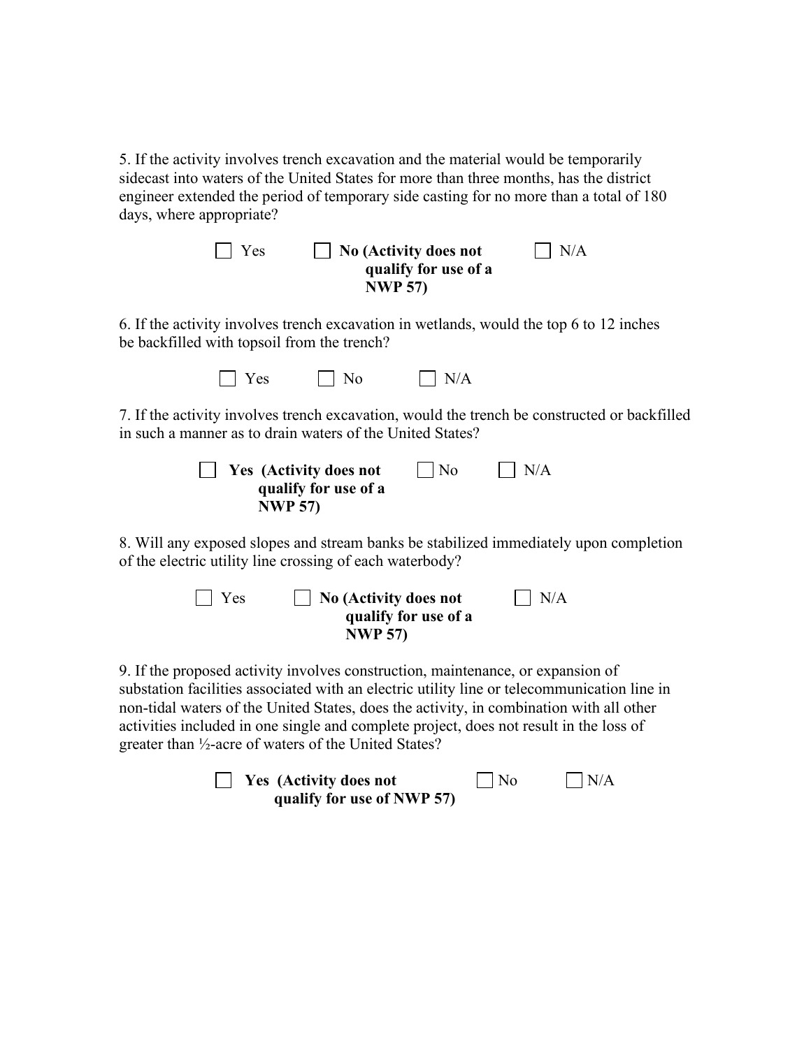5. If the activity involves trench excavation and the material would be temporarily sidecast into waters of the United States for more than three months, has the district engineer extended the period of temporary side casting for no more than a total of 180 days, where appropriate?

☐ Yes ☐ **No (Activity does not qualify for use of a NWP 57)** ☐ N/A

6. If the activity involves trench excavation in wetlands, would the top 6 to 12 inches be backfilled with topsoil from the trench?

☐ Yes ☐ No ☐ N/A

7. If the activity involves trench excavation, would the trench be constructed or backfilled in such a manner as to drain waters of the United States?

☐ **Yes (Activity does not qualify for use of a NWP 57)** ☐ No ☐ N/A

8. Will any exposed slopes and stream banks be stabilized immediately upon completion of the electric utility line crossing of each waterbody?

☐ Yes ☐ **No (Activity does not qualify for use of a NWP 57)** ☐ N/A

9. If the proposed activity involves construction, maintenance, or expansion of substation facilities associated with an electric utility line or telecommunication line in non-tidal waters of the United States, does the activity, in combination with all other activities included in one single and complete project, does not result in the loss of greater than ½-acre of waters of the United States?

☐ **Yes (Activity does not qualify for use of NWP 57)** ☐ No ☐ N/A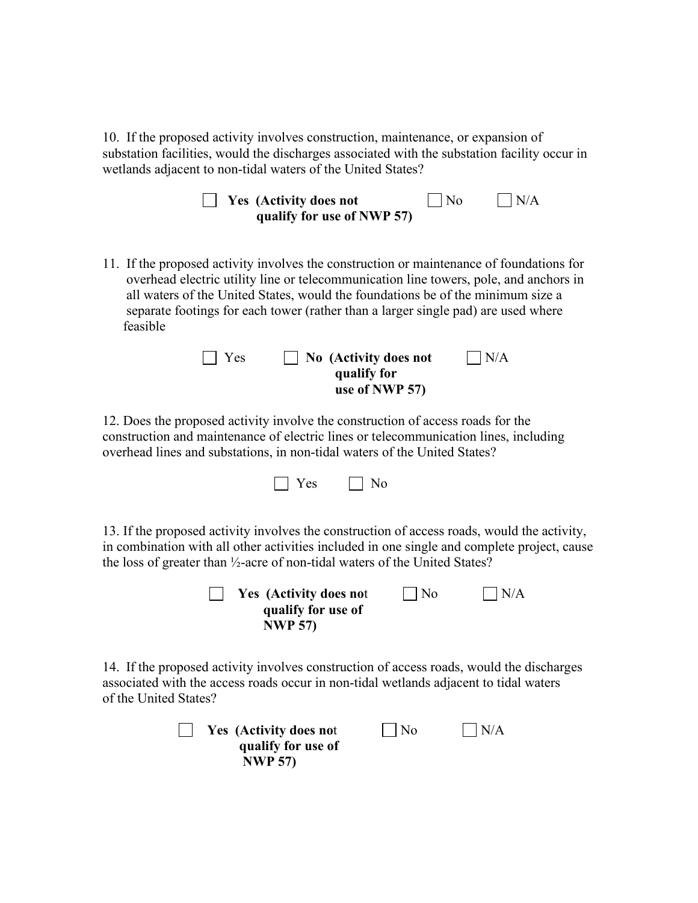10. If the proposed activity involves construction, maintenance, or expansion of substation facilities, would the discharges associated with the substation facility occur in wetlands adjacent to non-tidal waters of the United States?

☐ **Yes (Activity does not qualify for use of NWP 57)** ☐ No ☐ N/A

11. If the proposed activity involves the construction or maintenance of foundations for overhead electric utility line or telecommunication line towers, pole, and anchors in all waters of the United States, would the foundations be of the minimum size a separate footings for each tower (rather than a larger single pad) are used where feasible

☐ Yes ☐ **No (Activity does not qualify for use of NWP 57)** ☐ N/A

12. Does the proposed activity involve the construction of access roads for the construction and maintenance of electric lines or telecommunication lines, including overhead lines and substations, in non-tidal waters of the United States?

☐ Yes ☐ No

13. If the proposed activity involves the construction of access roads, would the activity, in combination with all other activities included in one single and complete project, cause the loss of greater than ½-acre of non-tidal waters of the United States?

☐ **Yes (Activity does not qualify for use of NWP 57)** ☐ No ☐ N/A

14. If the proposed activity involves construction of access roads, would the discharges associated with the access roads occur in non-tidal wetlands adjacent to tidal waters of the United States?

☐ **Yes (Activity does not qualify for use of NWP 57)** ☐ No ☐ N/A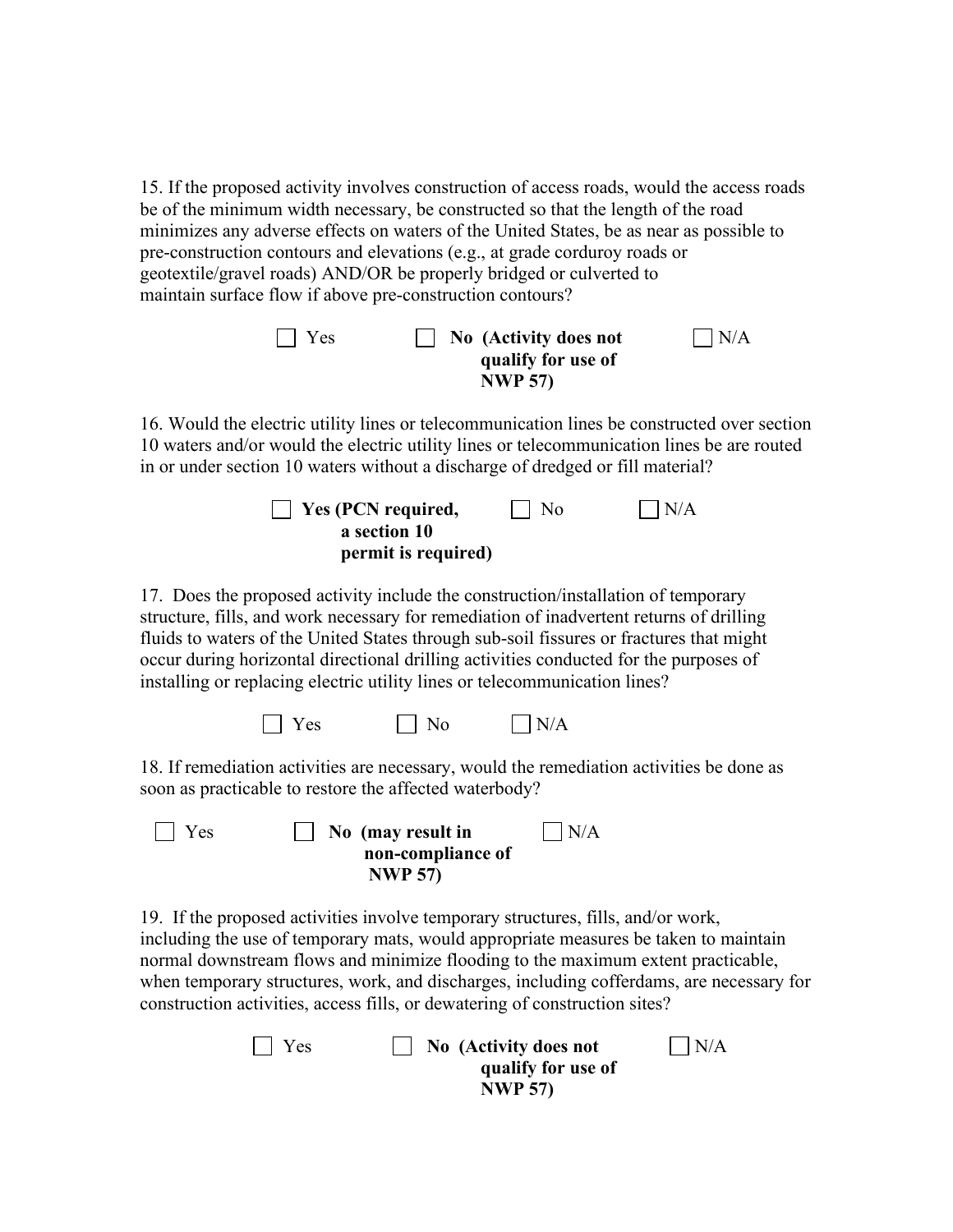15. If the proposed activity involves construction of access roads, would the access roads be of the minimum width necessary, be constructed so that the length of the road minimizes any adverse effects on waters of the United States, be as near as possible to pre-construction contours and elevations (e.g., at grade corduroy roads or geotextile/gravel roads) AND/OR be properly bridged or culverted to maintain surface flow if above pre-construction contours?

☐ Yes ☐ **No (Activity does not qualify for use of NWP 57)** ☐ N/A

16. Would the electric utility lines or telecommunication lines be constructed over section 10 waters and/or would the electric utility lines or telecommunication lines be are routed in or under section 10 waters without a discharge of dredged or fill material?

☐ **Yes (PCN required, a section 10 permit is required)** ☐ No ☐ N/A

17. Does the proposed activity include the construction/installation of temporary structure, fills, and work necessary for remediation of inadvertent returns of drilling fluids to waters of the United States through sub-soil fissures or fractures that might occur during horizontal directional drilling activities conducted for the purposes of installing or replacing electric utility lines or telecommunication lines?

☐ Yes ☐ No ☐ N/A

18. If remediation activities are necessary, would the remediation activities be done as soon as practicable to restore the affected waterbody?

☐ Yes ☐ **No (may result in non-compliance of NWP 57)** ☐ N/A

19. If the proposed activities involve temporary structures, fills, and/or work, including the use of temporary mats, would appropriate measures be taken to maintain normal downstream flows and minimize flooding to the maximum extent practicable, when temporary structures, work, and discharges, including cofferdams, are necessary for construction activities, access fills, or dewatering of construction sites?

☐ Yes ☐ **No (Activity does not qualify for use of NWP 57)** ☐ N/A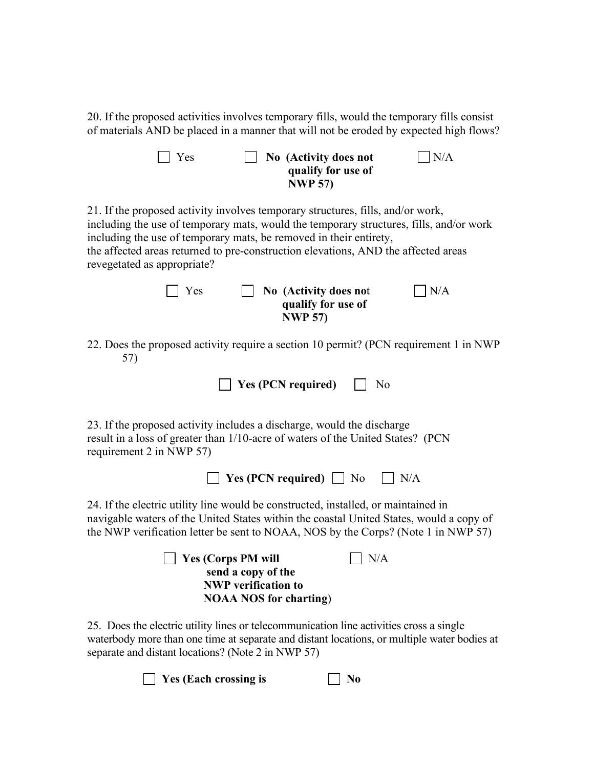20. If the proposed activities involves temporary fills, would the temporary fills consist of materials AND be placed in a manner that will not be eroded by expected high flows?

☐ Yes ☐ **No (Activity does not qualify for use of NWP 57)** ☐ N/A

21. If the proposed activity involves temporary structures, fills, and/or work, including the use of temporary mats, would the temporary structures, fills, and/or work including the use of temporary mats, be removed in their entirety, the affected areas returned to pre-construction elevations, AND the affected areas revegetated as appropriate?

☐ Yes ☐ **No (Activity does no**t **qualify for use of NWP 57)** ☐ N/A

22. Does the proposed activity require a section 10 permit? (PCN requirement 1 in NWP 57)

☐ **Yes (PCN required)** ☐ No

23. If the proposed activity includes a discharge, would the discharge result in a loss of greater than 1/10-acre of waters of the United States? (PCN requirement 2 in NWP 57)

☐ **Yes (PCN required)** ☐ No ☐ N/A

24. If the electric utility line would be constructed, installed, or maintained in navigable waters of the United States within the coastal United States, would a copy of the NWP verification letter be sent to NOAA, NOS by the Corps? (Note 1 in NWP 57)

☐ **Yes (Corps PM will send a copy of the NWP verification to NOAA NOS for charting**) ☐ N/A

25. Does the electric utility lines or telecommunication line activities cross a single waterbody more than one time at separate and distant locations, or multiple water bodies at separate and distant locations? (Note 2 in NWP 57)

☐ **Yes (Each crossing is** ☐ **No**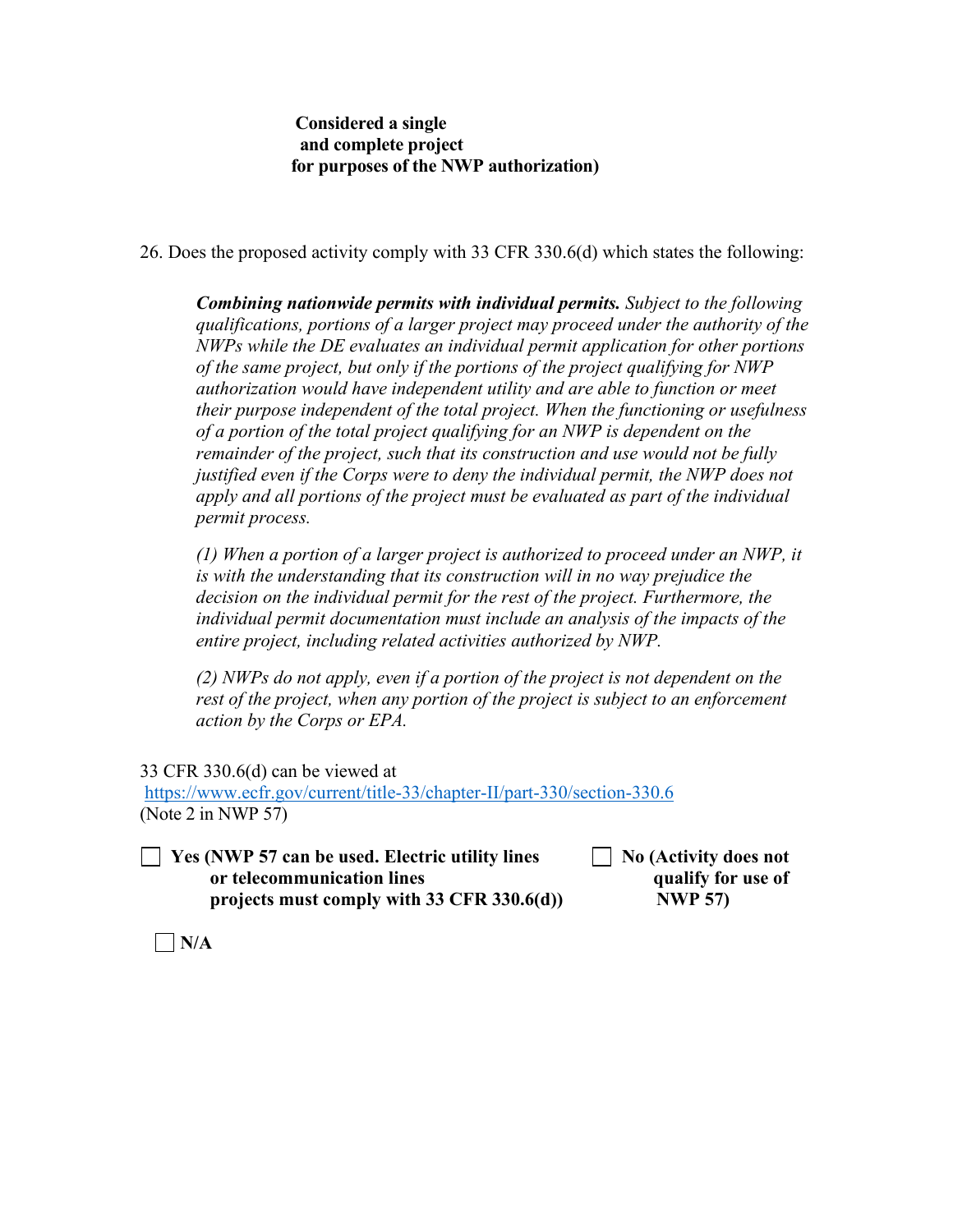**Considered a single and complete project for purposes of the NWP authorization)**

26. Does the proposed activity comply with 33 CFR 330.6(d) which states the following:

> ***Combining nationwide permits with individual permits.*** *Subject to the following qualifications, portions of a larger project may proceed under the authority of the NWPs while the DE evaluates an individual permit application for other portions of the same project, but only if the portions of the project qualifying for NWP authorization would have independent utility and are able to function or meet their purpose independent of the total project. When the functioning or usefulness of a portion of the total project qualifying for an NWP is dependent on the remainder of the project, such that its construction and use would not be fully justified even if the Corps were to deny the individual permit, the NWP does not apply and all portions of the project must be evaluated as part of the individual permit process.*
>
> *(1) When a portion of a larger project is authorized to proceed under an NWP, it is with the understanding that its construction will in no way prejudice the decision on the individual permit for the rest of the project. Furthermore, the individual permit documentation must include an analysis of the impacts of the entire project, including related activities authorized by NWP.*
>
> *(2) NWPs do not apply, even if a portion of the project is not dependent on the rest of the project, when any portion of the project is subject to an enforcement action by the Corps or EPA.*

33 CFR 330.6(d) can be viewed at
https://www.ecfr.gov/current/title-33/chapter-II/part-330/section-330.6
(Note 2 in NWP 57)

☐ **Yes (NWP 57 can be used. Electric utility lines or telecommunication lines projects must comply with 33 CFR 330.6(d))**

☐ **No (Activity does not qualify for use of NWP 57)**

☐ **N/A**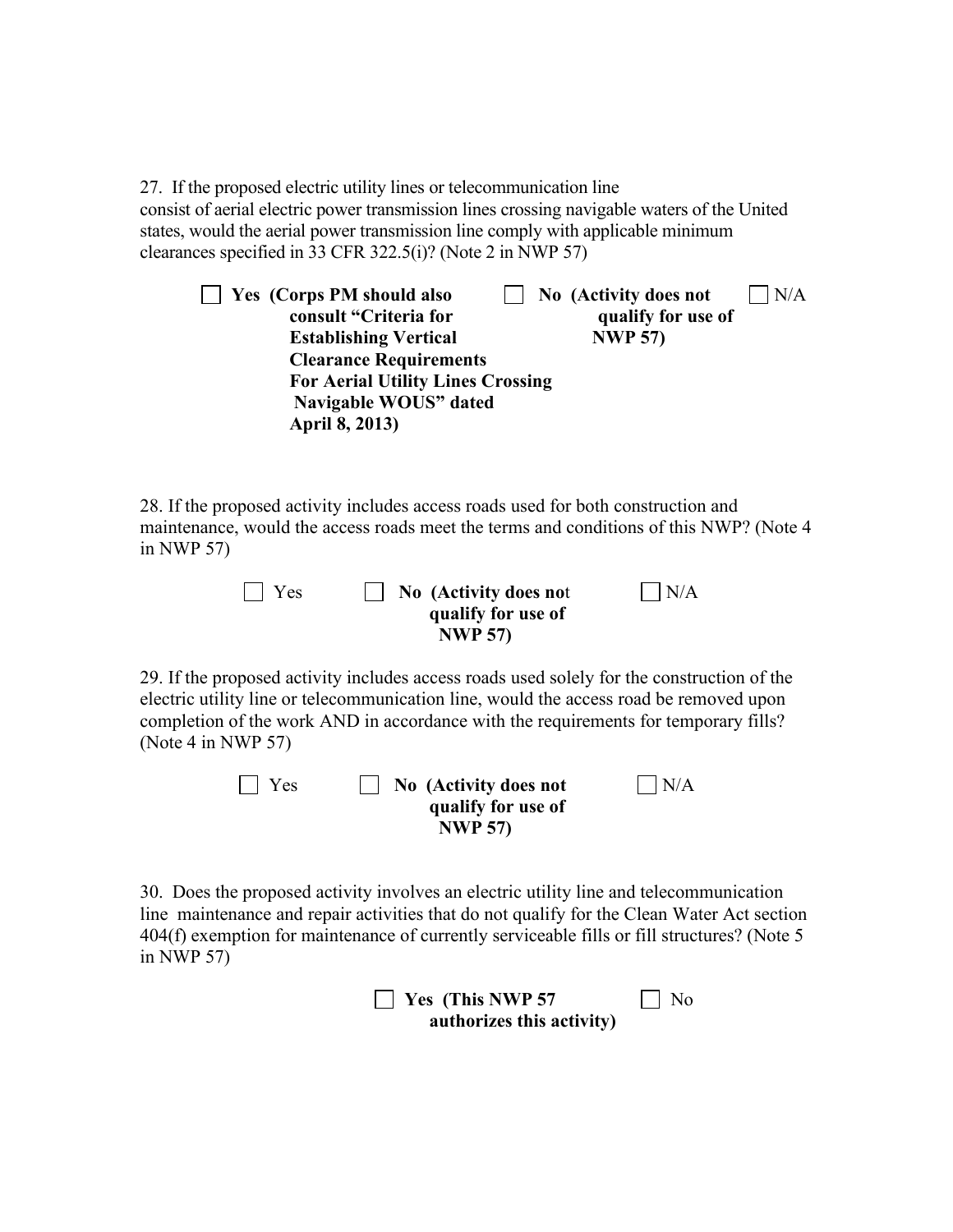27. If the proposed electric utility lines or telecommunication line consist of aerial electric power transmission lines crossing navigable waters of the United states, would the aerial power transmission line comply with applicable minimum clearances specified in 33 CFR 322.5(i)? (Note 2 in NWP 57)

☐ **Yes (Corps PM should also consult "Criteria for Establishing Vertical Clearance Requirements For Aerial Utility Lines Crossing Navigable WOUS" dated April 8, 2013)** ☐ **No (Activity does not qualify for use of NWP 57)** ☐ N/A

28. If the proposed activity includes access roads used for both construction and maintenance, would the access roads meet the terms and conditions of this NWP? (Note 4 in NWP 57)

☐ Yes ☐ **No (Activity does no**t **qualify for use of NWP 57)** ☐ N/A

29. If the proposed activity includes access roads used solely for the construction of the electric utility line or telecommunication line, would the access road be removed upon completion of the work AND in accordance with the requirements for temporary fills? (Note 4 in NWP 57)

☐ Yes ☐ **No (Activity does not qualify for use of NWP 57)** ☐ N/A

30. Does the proposed activity involves an electric utility line and telecommunication line maintenance and repair activities that do not qualify for the Clean Water Act section 404(f) exemption for maintenance of currently serviceable fills or fill structures? (Note 5 in NWP 57)

☐ **Yes (This NWP 57 authorizes this activity)** ☐ No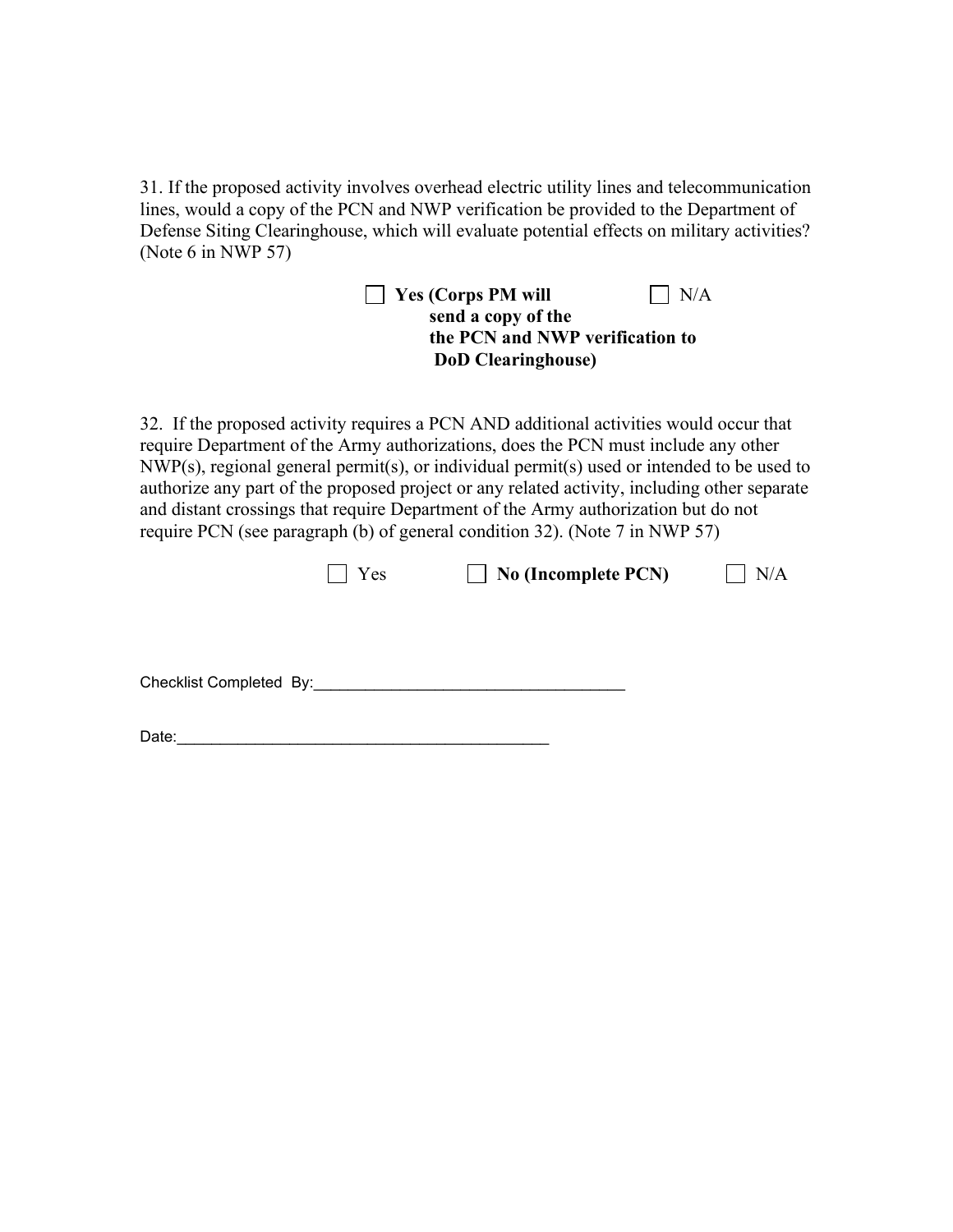31. If the proposed activity involves overhead electric utility lines and telecommunication lines, would a copy of the PCN and NWP verification be provided to the Department of Defense Siting Clearinghouse, which will evaluate potential effects on military activities? (Note 6 in NWP 57)

☐ **Yes (Corps PM will send a copy of the the PCN and NWP verification to DoD Clearinghouse)** ☐ N/A

32. If the proposed activity requires a PCN AND additional activities would occur that require Department of the Army authorizations, does the PCN must include any other NWP(s), regional general permit(s), or individual permit(s) used or intended to be used to authorize any part of the proposed project or any related activity, including other separate and distant crossings that require Department of the Army authorization but do not require PCN (see paragraph (b) of general condition 32). (Note 7 in NWP 57)

☐ Yes ☐ **No (Incomplete PCN)** ☐ N/A

Checklist Completed By:_____________________________________

Date:____________________________________________